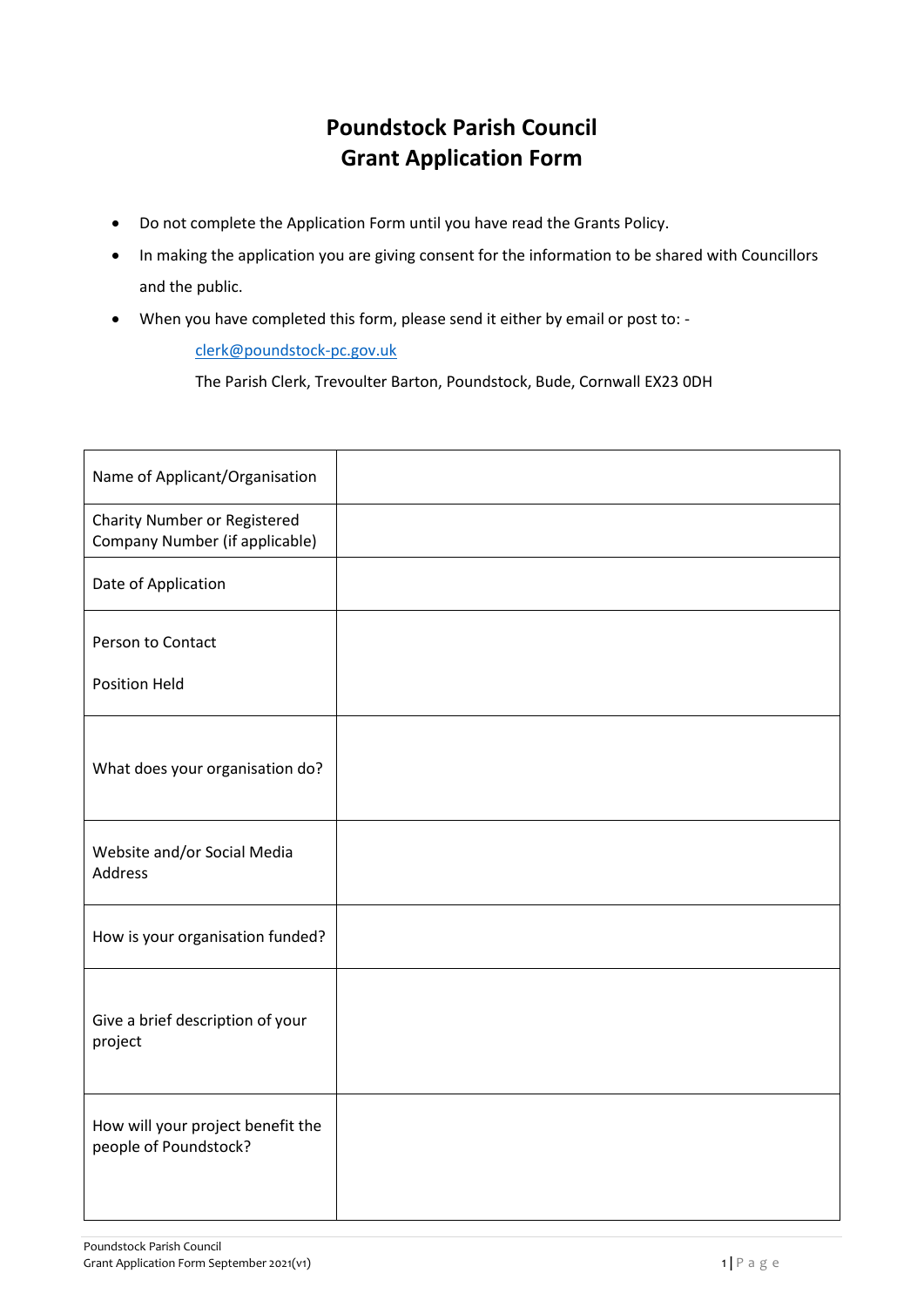# Poundstock Parish Council
# Grant Application Form

- Do not complete the Application Form until you have read the Grants Policy.
- In making the application you are giving consent for the information to be shared with Councillors and the public.
- When you have completed this form, please send it either by email or post to: -

  clerk@poundstock-pc.gov.uk

  The Parish Clerk, Trevoulter Barton, Poundstock, Bude, Cornwall EX23 0DH

| | |
|---|---|
| Name of Applicant/Organisation | |
| Charity Number or Registered Company Number (if applicable) | |
| Date of Application | |
| Person to Contact<br><br>Position Held | |
| What does your organisation do? | |
| Website and/or Social Media Address | |
| How is your organisation funded? | |
| Give a brief description of your project | |
| How will your project benefit the people of Poundstock? | |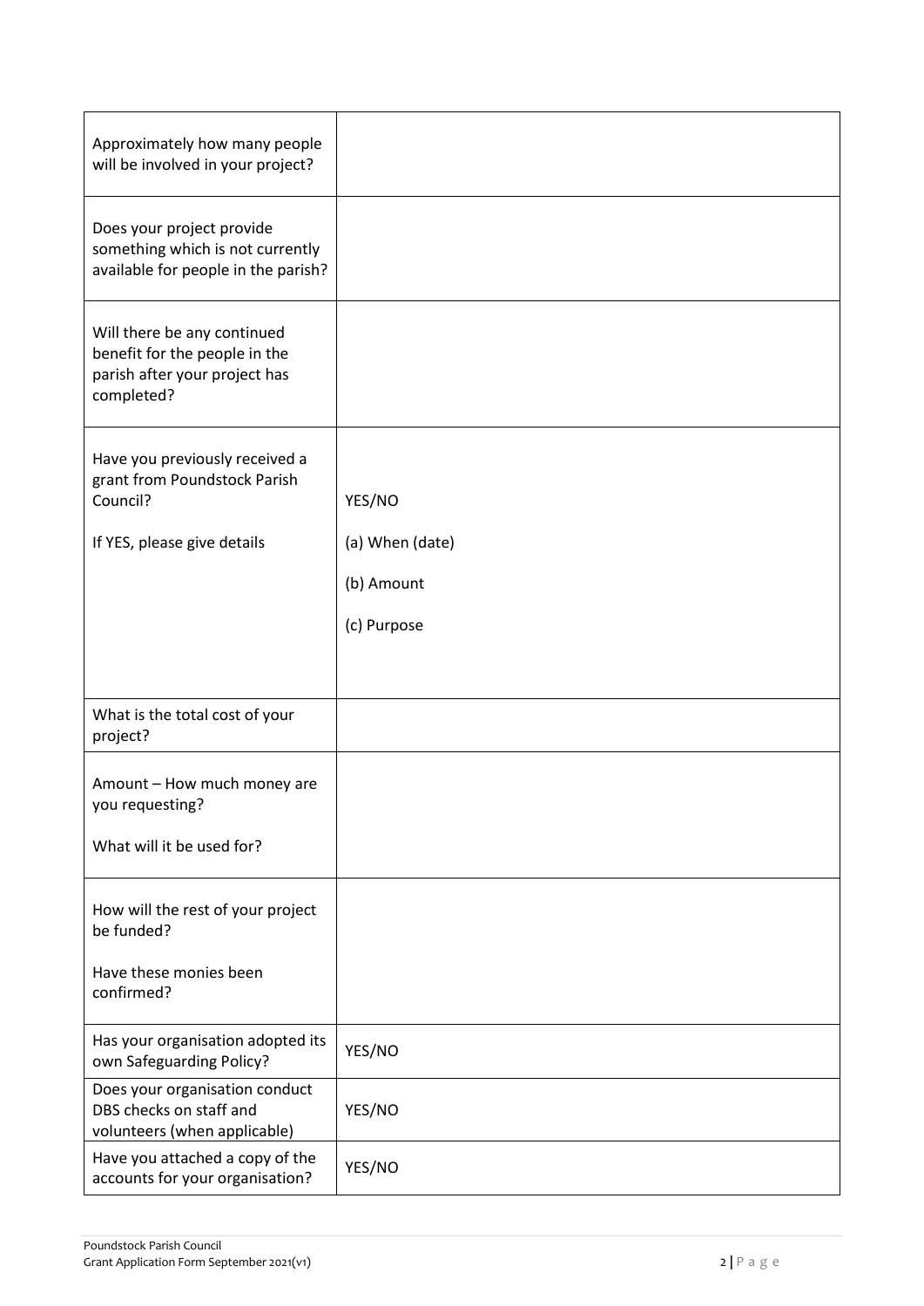| | |
|---|---|
| Approximately how many people will be involved in your project? | |
| Does your project provide something which is not currently available for people in the parish? | |
| Will there be any continued benefit for the people in the parish after your project has completed? | |
| Have you previously received a grant from Poundstock Parish Council?<br><br>If YES, please give details | YES/NO<br><br>(a) When (date)<br><br>(b) Amount<br><br>(c) Purpose |
| What is the total cost of your project? | |
| Amount – How much money are you requesting?<br><br>What will it be used for? | |
| How will the rest of your project be funded?<br><br>Have these monies been confirmed? | |
| Has your organisation adopted its own Safeguarding Policy? | YES/NO |
| Does your organisation conduct DBS checks on staff and volunteers (when applicable) | YES/NO |
| Have you attached a copy of the accounts for your organisation? | YES/NO |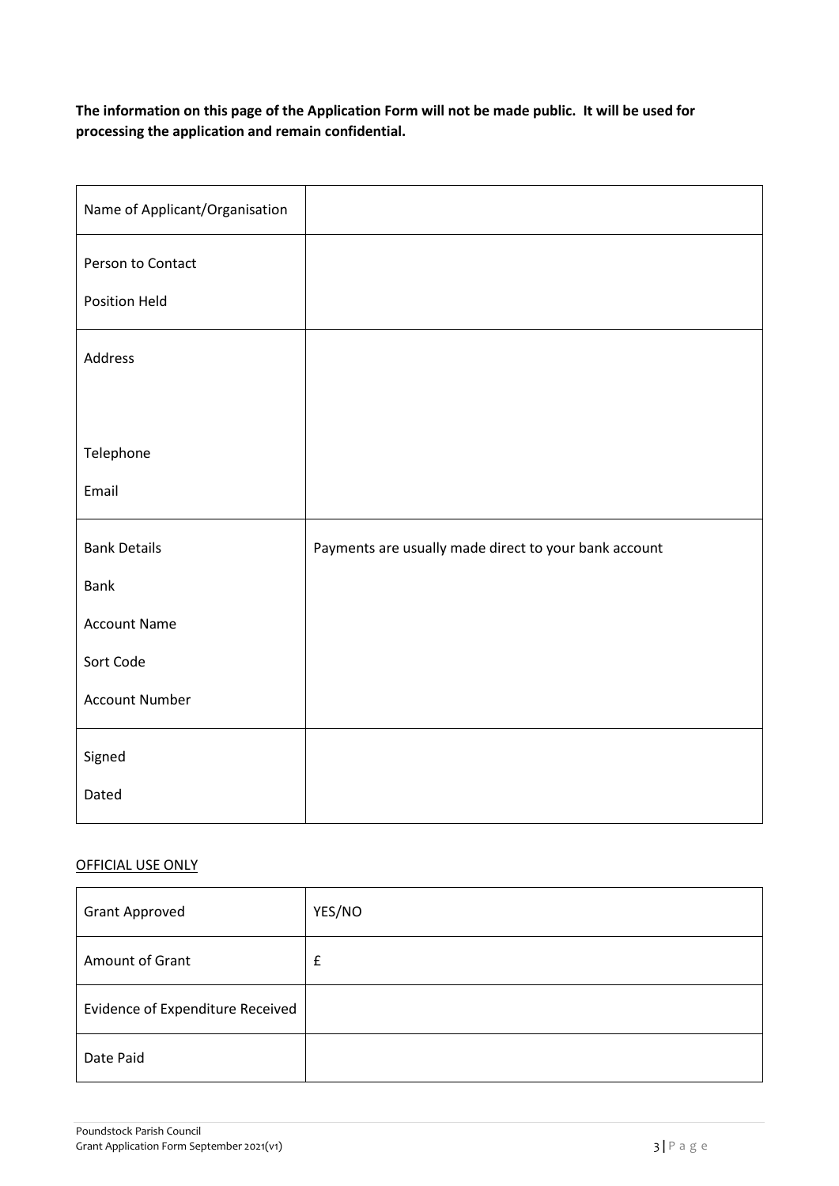**The information on this page of the Application Form will not be made public. It will be used for processing the application and remain confidential.**

| | |
|---|---|
| Name of Applicant/Organisation | |
| Person to Contact<br>Position Held | |
| Address<br><br>Telephone<br>Email | |
| Bank Details<br>Bank<br>Account Name<br>Sort Code<br>Account Number | Payments are usually made direct to your bank account |
| Signed<br>Dated | |

<u>OFFICIAL USE ONLY</u>

| | |
|---|---|
| Grant Approved | YES/NO |
| Amount of Grant | £ |
| Evidence of Expenditure Received | |
| Date Paid | |